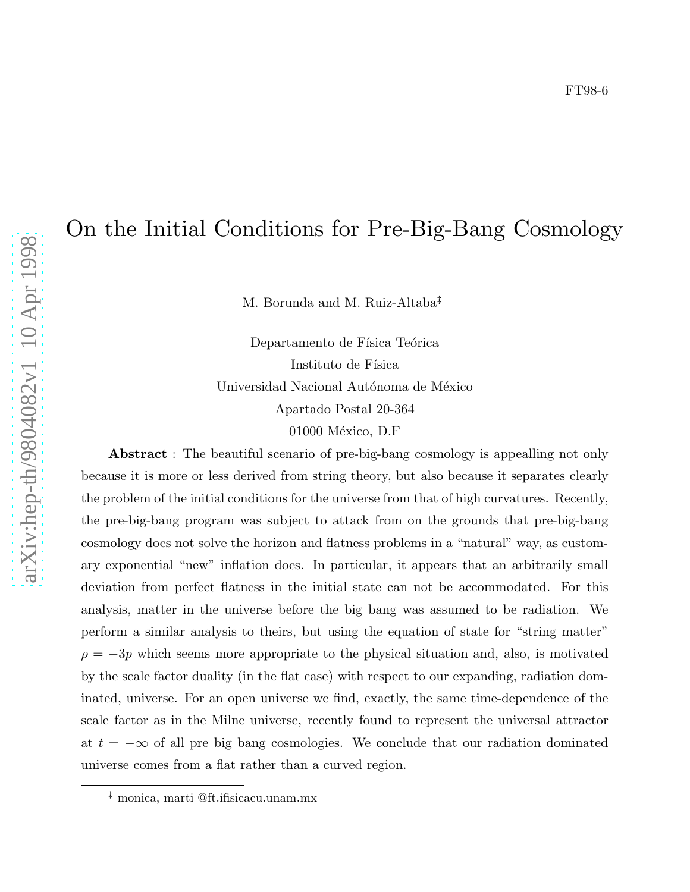FT98-6

# On the Initial Conditions for Pre-Big-Bang Cosmology

M. Borunda and M. Ruiz-Altaba[‡]

Departamento de Física Teórica
Instituto de Física
Universidad Nacional Autónoma de México
Apartado Postal 20-364
01000 México, D.F

**Abstract** : The beautiful scenario of pre-big-bang cosmology is appealling not only because it is more or less derived from string theory, but also because it separates clearly the problem of the initial conditions for the universe from that of high curvatures. Recently, the pre-big-bang program was subject to attack from on the grounds that pre-big-bang cosmology does not solve the horizon and flatness problems in a "natural" way, as customary exponential "new" inflation does. In particular, it appears that an arbitrarily small deviation from perfect flatness in the initial state can not be accommodated. For this analysis, matter in the universe before the big bang was assumed to be radiation. We perform a similar analysis to theirs, but using the equation of state for "string matter" $\rho = -3p$ which seems more appropriate to the physical situation and, also, is motivated by the scale factor duality (in the flat case) with respect to our expanding, radiation dominated, universe. For an open universe we find, exactly, the same time-dependence of the scale factor as in the Milne universe, recently found to represent the universal attractor at $t = -\infty$ of all pre big bang cosmologies. We conclude that our radiation dominated universe comes from a flat rather than a curved region.

[‡] monica, marti @ft.ifisicacu.unam.mx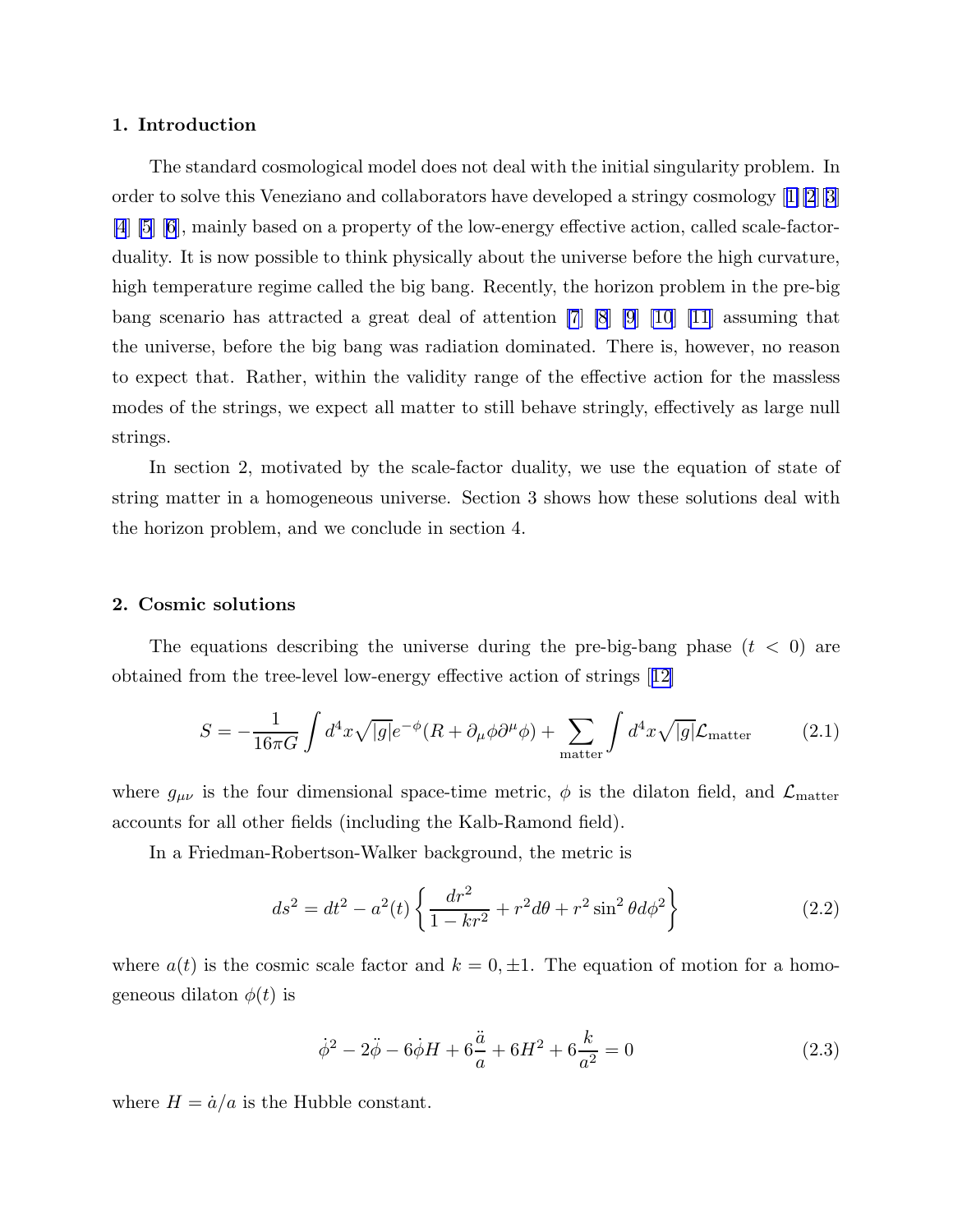## 1. Introduction

The standard cosmological model does not deal with the initial singularity problem. In order to solve this Veneziano and collaborators have developed a stringy cosmology [1][2][3] [4] [5] [6], mainly based on a property of the low-energy effective action, called scale-factor-duality. It is now possible to think physically about the universe before the high curvature, high temperature regime called the big bang. Recently, the horizon problem in the pre-big bang scenario has attracted a great deal of attention [7] [8] [9] [10] [11] assuming that the universe, before the big bang was radiation dominated. There is, however, no reason to expect that. Rather, within the validity range of the effective action for the massless modes of the strings, we expect all matter to still behave stringly, effectively as large null strings.

In section 2, motivated by the scale-factor duality, we use the equation of state of string matter in a homogeneous universe. Section 3 shows how these solutions deal with the horizon problem, and we conclude in section 4.

## 2. Cosmic solutions

The equations describing the universe during the pre-big-bang phase ($t < 0$) are obtained from the tree-level low-energy effective action of strings [12]

$$S = -\frac{1}{16\pi G}\int d^4x\sqrt{|g|}e^{-\phi}(R + \partial_\mu\phi\partial^\mu\phi) + \sum_{\text{matter}}\int d^4x\sqrt{|g|}\mathcal{L}_{\text{matter}} \tag{2.1}$$

where $g_{\mu\nu}$ is the four dimensional space-time metric, $\phi$ is the dilaton field, and $\mathcal{L}_{\text{matter}}$ accounts for all other fields (including the Kalb-Ramond field).

In a Friedman-Robertson-Walker background, the metric is

$$ds^2 = dt^2 - a^2(t)\left\{\frac{dr^2}{1-kr^2} + r^2 d\theta + r^2\sin^2\theta d\phi^2\right\} \tag{2.2}$$

where $a(t)$ is the cosmic scale factor and $k = 0, \pm 1$. The equation of motion for a homogeneous dilaton $\phi(t)$ is

$$\dot{\phi}^2 - 2\ddot{\phi} - 6\dot{\phi}H + 6\frac{\ddot{a}}{a} + 6H^2 + 6\frac{k}{a^2} = 0 \tag{2.3}$$

where $H = \dot{a}/a$ is the Hubble constant.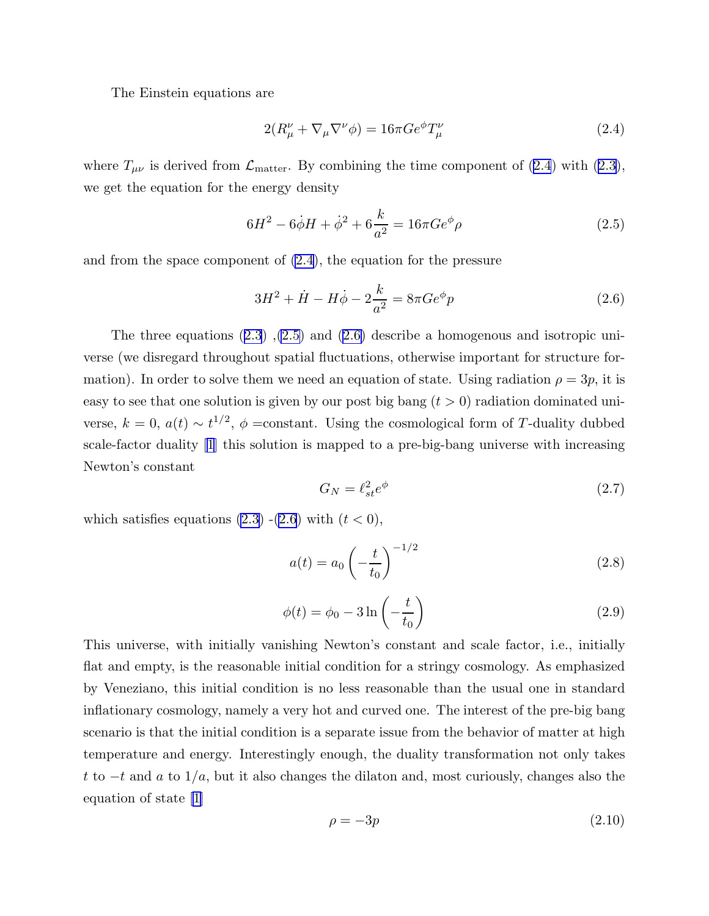The Einstein equations are

$$2(R_\mu^\nu + \nabla_\mu \nabla^\nu \phi) = 16\pi G e^\phi T_\mu^\nu \tag{2.4}$$

where $T_{\mu\nu}$ is derived from $\mathcal{L}_{\text{matter}}$. By combining the time component of (2.4) with (2.3), we get the equation for the energy density

$$6H^2 - 6\dot{\phi}H + \dot{\phi}^2 + 6\frac{k}{a^2} = 16\pi G e^\phi \rho \tag{2.5}$$

and from the space component of (2.4), the equation for the pressure

$$3H^2 + \dot{H} - H\dot{\phi} - 2\frac{k}{a^2} = 8\pi G e^\phi p \tag{2.6}$$

The three equations (2.3) ,(2.5) and (2.6) describe a homogenous and isotropic universe (we disregard throughout spatial fluctuations, otherwise important for structure formation). In order to solve them we need an equation of state. Using radiation $\rho = 3p$, it is easy to see that one solution is given by our post big bang ($t > 0$) radiation dominated universe, $k = 0$, $a(t) \sim t^{1/2}$, $\phi$ =constant. Using the cosmological form of $T$-duality dubbed scale-factor duality [1] this solution is mapped to a pre-big-bang universe with increasing Newton's constant

$$G_N = \ell_{st}^2 e^\phi \tag{2.7}$$

which satisfies equations (2.3) -(2.6) with ($t < 0$),

$$a(t) = a_0 \left(-\frac{t}{t_0}\right)^{-1/2} \tag{2.8}$$

$$\phi(t) = \phi_0 - 3\ln\left(-\frac{t}{t_0}\right) \tag{2.9}$$

This universe, with initially vanishing Newton's constant and scale factor, i.e., initially flat and empty, is the reasonable initial condition for a stringy cosmology. As emphasized by Veneziano, this initial condition is no less reasonable than the usual one in standard inflationary cosmology, namely a very hot and curved one. The interest of the pre-big bang scenario is that the initial condition is a separate issue from the behavior of matter at high temperature and energy. Interestingly enough, the duality transformation not only takes $t$ to $-t$ and $a$ to $1/a$, but it also changes the dilaton and, most curiously, changes also the equation of state [1]

$$\rho = -3p \tag{2.10}$$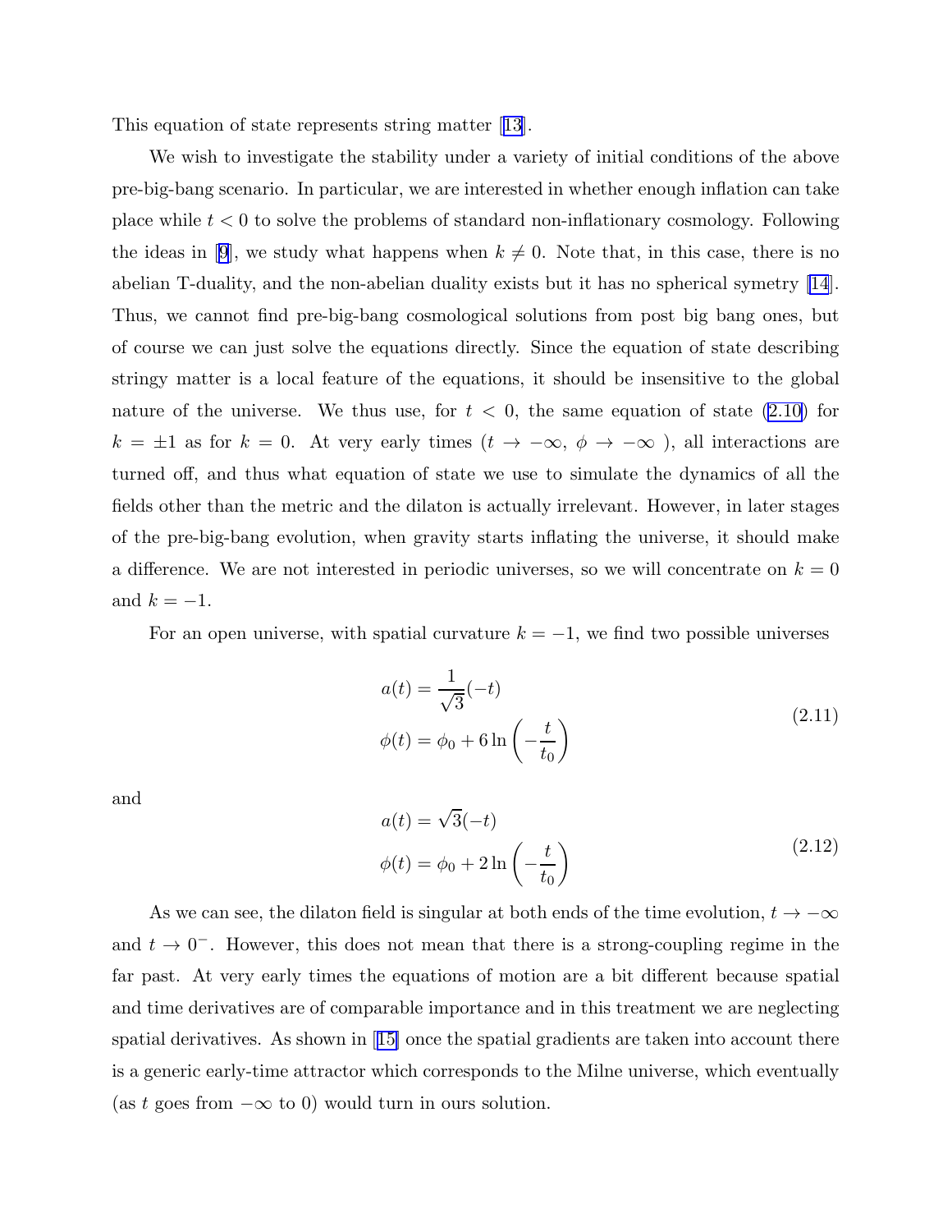This equation of state represents string matter [13].

We wish to investigate the stability under a variety of initial conditions of the above pre-big-bang scenario. In particular, we are interested in whether enough inflation can take place while $t < 0$ to solve the problems of standard non-inflationary cosmology. Following the ideas in [9], we study what happens when $k \neq 0$. Note that, in this case, there is no abelian T-duality, and the non-abelian duality exists but it has no spherical symetry [14]. Thus, we cannot find pre-big-bang cosmological solutions from post big bang ones, but of course we can just solve the equations directly. Since the equation of state describing stringy matter is a local feature of the equations, it should be insensitive to the global nature of the universe. We thus use, for $t < 0$, the same equation of state (2.10) for $k = \pm 1$ as for $k = 0$. At very early times ($t \to -\infty$, $\phi \to -\infty$ ), all interactions are turned off, and thus what equation of state we use to simulate the dynamics of all the fields other than the metric and the dilaton is actually irrelevant. However, in later stages of the pre-big-bang evolution, when gravity starts inflating the universe, it should make a difference. We are not interested in periodic universes, so we will concentrate on $k = 0$ and $k = -1$.

For an open universe, with spatial curvature $k = -1$, we find two possible universes

$$
\begin{aligned}
a(t) &= \frac{1}{\sqrt{3}}(-t) \\
\phi(t) &= \phi_0 + 6 \ln\left(-\frac{t}{t_0}\right)
\end{aligned}
\tag{2.11}
$$

and

$$
\begin{aligned}
a(t) &= \sqrt{3}(-t) \\
\phi(t) &= \phi_0 + 2 \ln\left(-\frac{t}{t_0}\right)
\end{aligned}
\tag{2.12}
$$

As we can see, the dilaton field is singular at both ends of the time evolution, $t \to -\infty$ and $t \to 0^-$. However, this does not mean that there is a strong-coupling regime in the far past. At very early times the equations of motion are a bit different because spatial and time derivatives are of comparable importance and in this treatment we are neglecting spatial derivatives. As shown in [15] once the spatial gradients are taken into account there is a generic early-time attractor which corresponds to the Milne universe, which eventually (as $t$ goes from $-\infty$ to 0) would turn in ours solution.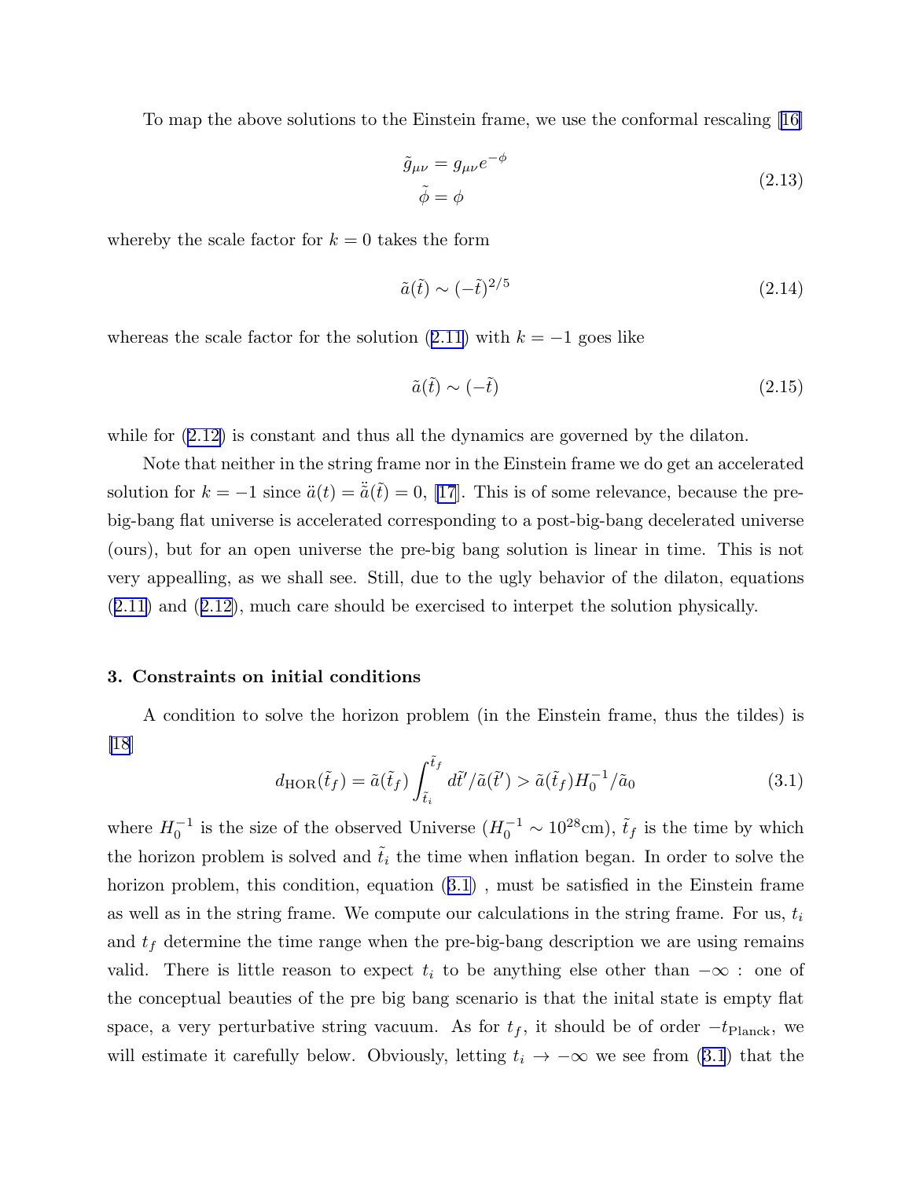To map the above solutions to the Einstein frame, we use the conformal rescaling [16]

$$
\begin{aligned}
\tilde{g}_{\mu\nu} &= g_{\mu\nu} e^{-\phi} \\
\tilde{\phi} &= \phi
\end{aligned}
\tag{2.13}
$$

whereby the scale factor for $k = 0$ takes the form

$$
\tilde{a}(\tilde{t}) \sim (-\tilde{t})^{2/5} \tag{2.14}
$$

whereas the scale factor for the solution (2.11) with $k = -1$ goes like

$$
\tilde{a}(\tilde{t}) \sim (-\tilde{t}) \tag{2.15}
$$

while for (2.12) is constant and thus all the dynamics are governed by the dilaton.

Note that neither in the string frame nor in the Einstein frame we do get an accelerated solution for $k = -1$ since $\ddot{a}(t) = \ddot{\tilde{a}}(\tilde{t}) = 0$, [17]. This is of some relevance, because the pre-big-bang flat universe is accelerated corresponding to a post-big-bang decelerated universe (ours), but for an open universe the pre-big bang solution is linear in time. This is not very appealling, as we shall see. Still, due to the ugly behavior of the dilaton, equations (2.11) and (2.12), much care should be exercised to interpet the solution physically.

### 3. Constraints on initial conditions

A condition to solve the horizon problem (in the Einstein frame, thus the tildes) is [18]

$$
d_{\mathrm{HOR}}(\tilde{t}_f) = \tilde{a}(\tilde{t}_f) \int_{\tilde{t}_i}^{\tilde{t}_f} d\tilde{t}'/\tilde{a}(\tilde{t}') > \tilde{a}(\tilde{t}_f) H_0^{-1}/\tilde{a}_0 \tag{3.1}
$$

where $H_0^{-1}$ is the size of the observed Universe ($H_0^{-1} \sim 10^{28}$cm), $\tilde{t}_f$ is the time by which the horizon problem is solved and $\tilde{t}_i$ the time when inflation began. In order to solve the horizon problem, this condition, equation (3.1) , must be satisfied in the Einstein frame as well as in the string frame. We compute our calculations in the string frame. For us, $t_i$ and $t_f$ determine the time range when the pre-big-bang description we are using remains valid. There is little reason to expect $t_i$ to be anything else other than $-\infty$ : one of the conceptual beauties of the pre big bang scenario is that the inital state is empty flat space, a very perturbative string vacuum. As for $t_f$, it should be of order $-t_{\mathrm{Planck}}$, we will estimate it carefully below. Obviously, letting $t_i \to -\infty$ we see from (3.1) that the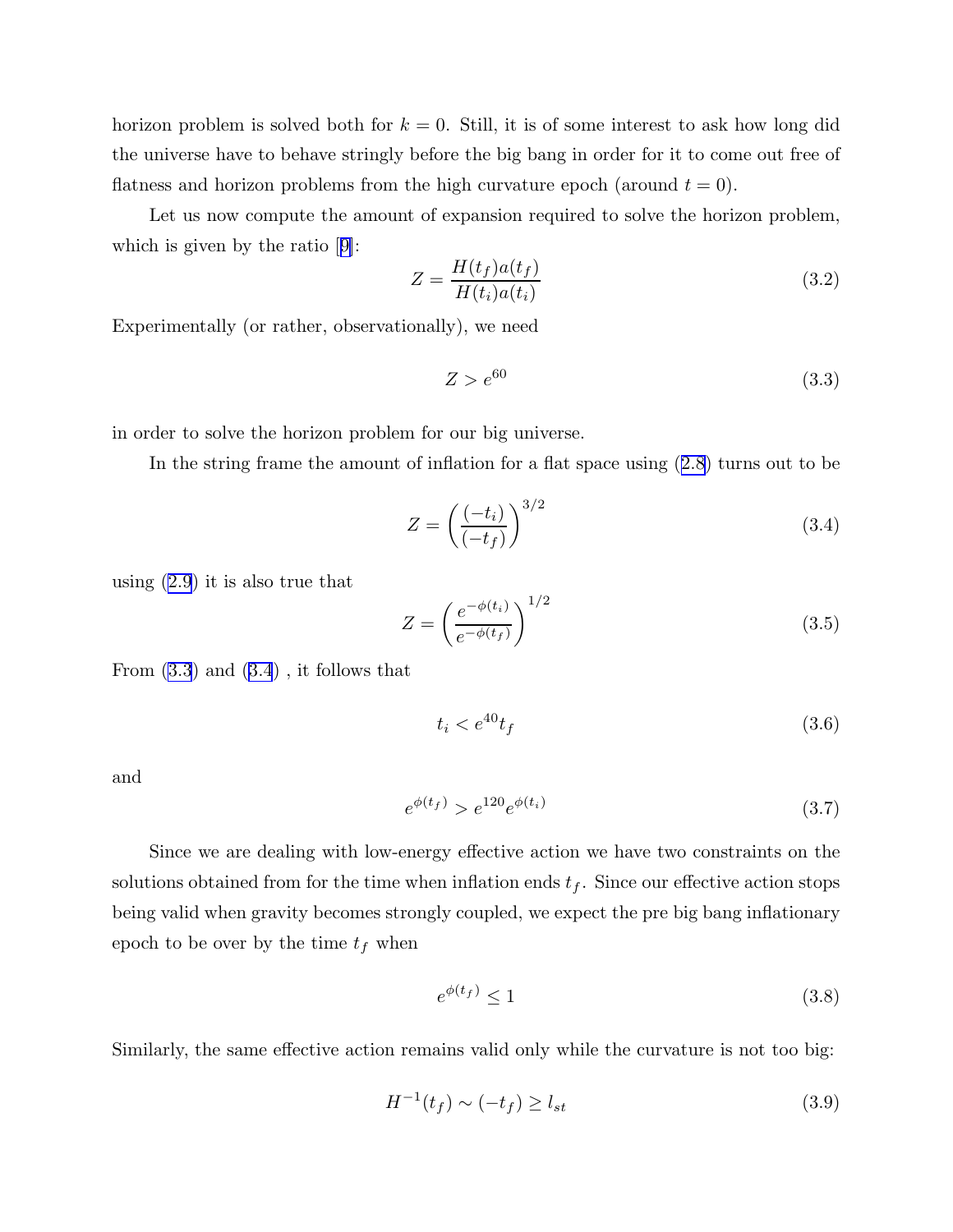horizon problem is solved both for $k = 0$. Still, it is of some interest to ask how long did the universe have to behave stringly before the big bang in order for it to come out free of flatness and horizon problems from the high curvature epoch (around $t = 0$).

Let us now compute the amount of expansion required to solve the horizon problem, which is given by the ratio [9]:

$$Z = \frac{H(t_f)a(t_f)}{H(t_i)a(t_i)} \tag{3.2}$$

Experimentally (or rather, observationally), we need

$$Z > e^{60} \tag{3.3}$$

in order to solve the horizon problem for our big universe.

In the string frame the amount of inflation for a flat space using (2.8) turns out to be

$$Z = \left(\frac{(-t_i)}{(-t_f)}\right)^{3/2} \tag{3.4}$$

using (2.9) it is also true that

$$Z = \left(\frac{e^{-\phi(t_i)}}{e^{-\phi(t_f)}}\right)^{1/2} \tag{3.5}$$

From (3.3) and (3.4) , it follows that

$$t_i < e^{40} t_f \tag{3.6}$$

and

$$e^{\phi(t_f)} > e^{120} e^{\phi(t_i)} \tag{3.7}$$

Since we are dealing with low-energy effective action we have two constraints on the solutions obtained from for the time when inflation ends $t_f$. Since our effective action stops being valid when gravity becomes strongly coupled, we expect the pre big bang inflationary epoch to be over by the time $t_f$ when

$$e^{\phi(t_f)} \leq 1 \tag{3.8}$$

Similarly, the same effective action remains valid only while the curvature is not too big:

$$H^{-1}(t_f) \sim (-t_f) \geq l_{st} \tag{3.9}$$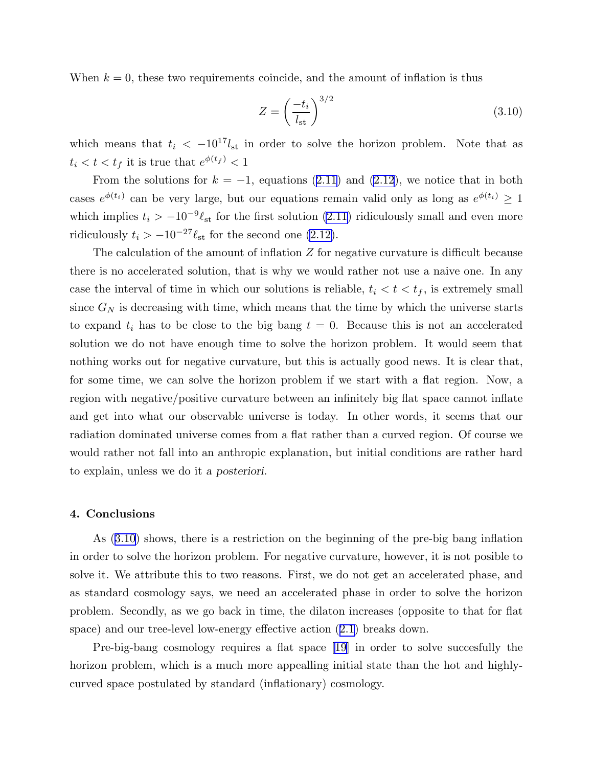When $k = 0$, these two requirements coincide, and the amount of inflation is thus

$$Z = \left( \frac{-t_i}{l_{\rm st}} \right)^{3/2} \tag{3.10}$$

which means that $t_i < -10^{17} l_{\rm st}$ in order to solve the horizon problem. Note that as $t_i < t < t_f$ it is true that $e^{\phi(t_f)} < 1$

From the solutions for $k = -1$, equations (2.11) and (2.12), we notice that in both cases $e^{\phi(t_i)}$ can be very large, but our equations remain valid only as long as $e^{\phi(t_i)} \geq 1$ which implies $t_i > -10^{-9} \ell_{\rm st}$ for the first solution (2.11) ridiculously small and even more ridiculously $t_i > -10^{-27} \ell_{\rm st}$ for the second one (2.12).

The calculation of the amount of inflation $Z$ for negative curvature is difficult because there is no accelerated solution, that is why we would rather not use a naive one. In any case the interval of time in which our solutions is reliable, $t_i < t < t_f$, is extremely small since $G_N$ is decreasing with time, which means that the time by which the universe starts to expand $t_i$ has to be close to the big bang $t = 0$. Because this is not an accelerated solution we do not have enough time to solve the horizon problem. It would seem that nothing works out for negative curvature, but this is actually good news. It is clear that, for some time, we can solve the horizon problem if we start with a flat region. Now, a region with negative/positive curvature between an infinitely big flat space cannot inflate and get into what our observable universe is today. In other words, it seems that our radiation dominated universe comes from a flat rather than a curved region. Of course we would rather not fall into an anthropic explanation, but initial conditions are rather hard to explain, unless we do it *a posteriori*.

## 4. Conclusions

As (3.10) shows, there is a restriction on the beginning of the pre-big bang inflation in order to solve the horizon problem. For negative curvature, however, it is not posible to solve it. We attribute this to two reasons. First, we do not get an accelerated phase, and as standard cosmology says, we need an accelerated phase in order to solve the horizon problem. Secondly, as we go back in time, the dilaton increases (opposite to that for flat space) and our tree-level low-energy effective action (2.1) breaks down.

Pre-big-bang cosmology requires a flat space [19] in order to solve succesfully the horizon problem, which is a much more appealling initial state than the hot and highly-curved space postulated by standard (inflationary) cosmology.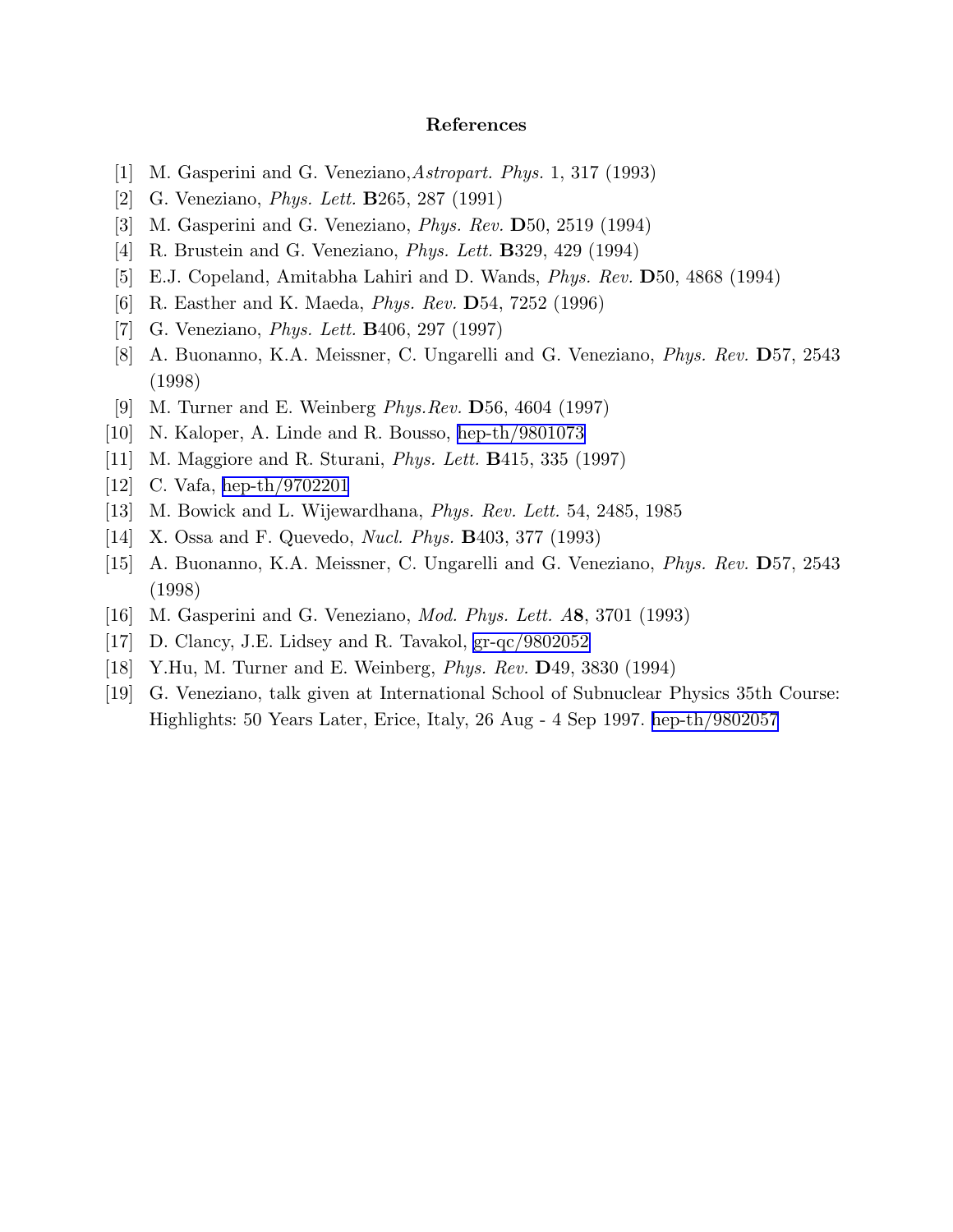### References

[1] M. Gasperini and G. Veneziano,*Astropart. Phys.* 1, 317 (1993)

[2] G. Veneziano, *Phys. Lett.* **B**265, 287 (1991)

[3] M. Gasperini and G. Veneziano, *Phys. Rev.* **D**50, 2519 (1994)

[4] R. Brustein and G. Veneziano, *Phys. Lett.* **B**329, 429 (1994)

[5] E.J. Copeland, Amitabha Lahiri and D. Wands, *Phys. Rev.* **D**50, 4868 (1994)

[6] R. Easther and K. Maeda, *Phys. Rev.* **D**54, 7252 (1996)

[7] G. Veneziano, *Phys. Lett.* **B**406, 297 (1997)

[8] A. Buonanno, K.A. Meissner, C. Ungarelli and G. Veneziano, *Phys. Rev.* **D**57, 2543 (1998)

[9] M. Turner and E. Weinberg *Phys.Rev.* **D**56, 4604 (1997)

[10] N. Kaloper, A. Linde and R. Bousso, hep-th/9801073

[11] M. Maggiore and R. Sturani, *Phys. Lett.* **B**415, 335 (1997)

[12] C. Vafa, hep-th/9702201

[13] M. Bowick and L. Wijewardhana, *Phys. Rev. Lett.* 54, 2485, 1985

[14] X. Ossa and F. Quevedo, *Nucl. Phys.* **B**403, 377 (1993)

[15] A. Buonanno, K.A. Meissner, C. Ungarelli and G. Veneziano, *Phys. Rev.* **D**57, 2543 (1998)

[16] M. Gasperini and G. Veneziano, *Mod. Phys. Lett. A***8**, 3701 (1993)

[17] D. Clancy, J.E. Lidsey and R. Tavakol, gr-qc/9802052

[18] Y.Hu, M. Turner and E. Weinberg, *Phys. Rev.* **D**49, 3830 (1994)

[19] G. Veneziano, talk given at International School of Subnuclear Physics 35th Course: Highlights: 50 Years Later, Erice, Italy, 26 Aug - 4 Sep 1997. hep-th/9802057